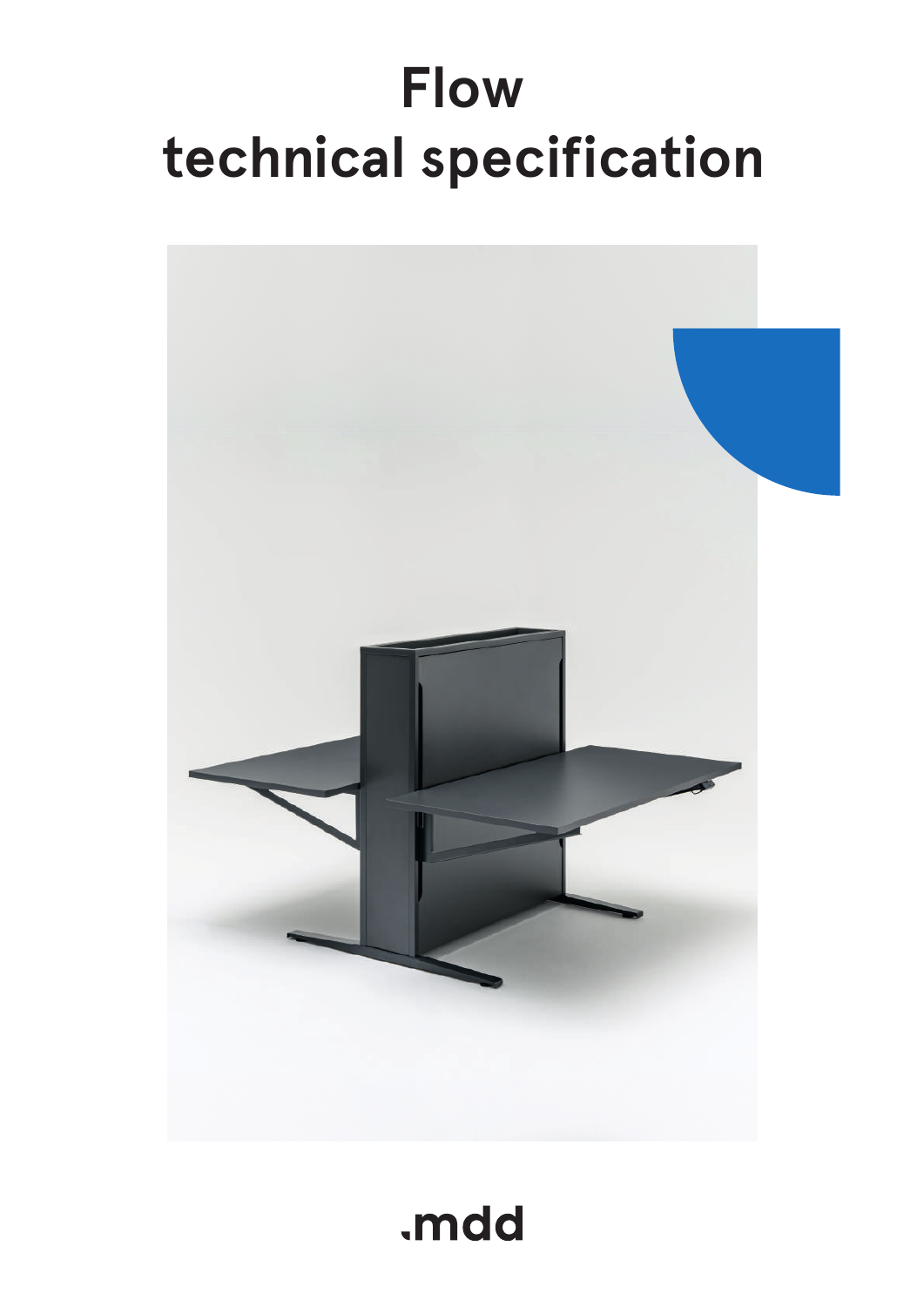# Flow
# technical specification

.mdd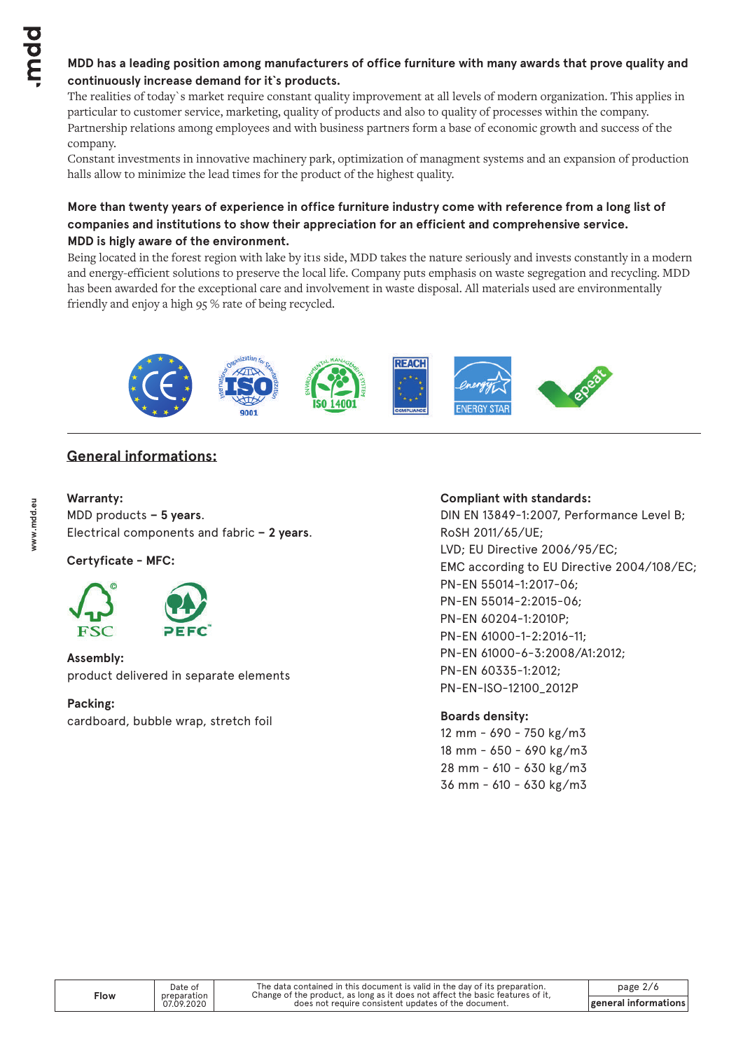**MDD has a leading position among manufacturers of office furniture with many awards that prove quality and continuously increase demand for it`s products.**

The realities of today`s market require constant quality improvement at all levels of modern organization. This applies in particular to customer service, marketing, quality of products and also to quality of processes within the company. Partnership relations among employees and with business partners form a base of economic growth and success of the company.

Constant investments in innovative machinery park, optimization of managment systems and an expansion of production halls allow to minimize the lead times for the product of the highest quality.

**More than twenty years of experience in office furniture industry come with reference from a long list of companies and institutions to show their appreciation for an efficient and comprehensive service.**

**MDD is higly aware of the environment.**

Being located in the forest region with lake by it1s side, MDD takes the nature seriously and invests constantly in a modern and energy-efficient solutions to preserve the local life. Company puts emphasis on waste segregation and recycling. MDD has been awarded for the exceptional care and involvement in waste disposal. All materials used are environmentally friendly and enjoy a high 95 % rate of being recycled.

## General informations:

**Warranty:**

MDD products – **5 years**.

Electrical components and fabric – **2 years**.

**Certyficate - MFC:**

FSC PEFC

**Assembly:**

product delivered in separate elements

**Packing:**

cardboard, bubble wrap, stretch foil

**Compliant with standards:**

DIN EN 13849-1:2007, Performance Level B;

RoSH 2011/65/UE;

LVD; EU Directive 2006/95/EC;

EMC according to EU Directive 2004/108/EC;

PN-EN 55014-1:2017-06;

PN-EN 55014-2:2015-06;

PN-EN 60204-1:2010P;

PN-EN 61000-1-2:2016-11;

PN-EN 61000-6-3:2008/A1:2012;

PN-EN 60335-1:2012;

PN-EN-ISO-12100_2012P

**Boards density:**

12 mm - 690 - 750 kg/m3

18 mm - 650 - 690 kg/m3

28 mm - 610 - 630 kg/m3

36 mm - 610 - 630 kg/m3

| Flow | Date of preparation 07.09.2020 | The data contained in this document is valid in the day of its preparation. Change of the product, as long as it does not affect the basic features of it, does not require consistent updates of the document. | general informations |
|---|---|---|---|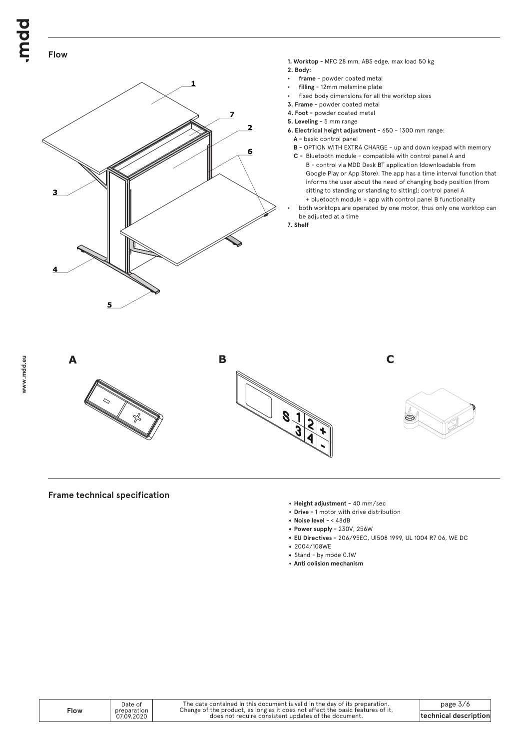## Flow

**1. Worktop –** MFC 28 mm, ABS edge, max load 50 kg

**2. Body:**

- **frame** - powder coated metal
- **filling** - 12mm melamine plate
- fixed body dimensions for all the worktop sizes

**3. Frame –** powder coated metal

**4. Foot –** powder coated metal

**5. Leveling –** 5 mm range

**6. Electrical height adjustment –** 650 - 1300 mm range:

**A –** basic control panel

**B –** OPTION WITH EXTRA CHARGE – up and down keypad with memory

**C –** Bluetooth module - compatible with control panel A and B - control via MDD Desk BT application (downloadable from Google Play or App Store). The app has a time interval function that informs the user about the need of changing body position (from sitting to standing or standing to sitting); control panel A + bluetooth module = app with control panel B functionality

- both worktops are operated by one motor, thus only one worktop can be adjusted at a time

**7. Shelf**

**A**

**B**

**C**

## Frame technical specification

- **Height adjustment –** 40 mm/sec
- **Drive –** 1 motor with drive distribution
- **Noise level –** < 48dB
- **Power supply –** 230V, 256W
- **EU Directives –** 206/95EC, UI508 1999, UL 1004 R7 06, WE DC
- 2004/108WE
- Stand - by mode 0.1W
- **Anti colision mechanism**

| Flow | Date of preparation 07.09.2020 | The data contained in this document is valid in the day of its preparation. Change of the product, as long as it does not affect the basic features of it, does not require consistent updates of the document. | technical description |
|---|---|---|---|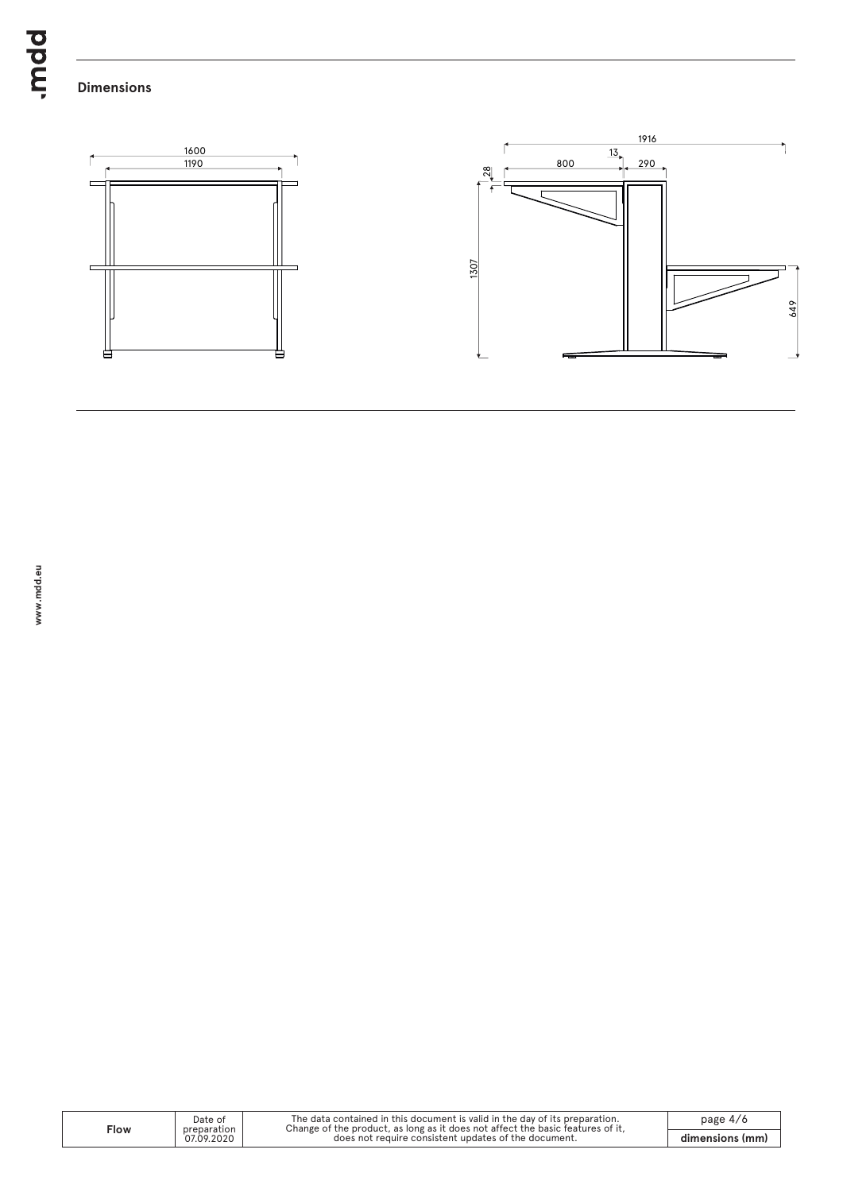## Dimensions

1600

1190

1916

13

800

290

28

1307

649

| Flow | Date of preparation 07.09.2020 | The data contained in this document is valid in the day of its preparation. Change of the product, as long as it does not affect the basic features of it, does not require consistent updates of the document. | dimensions (mm) |
| --- | --- | --- | --- |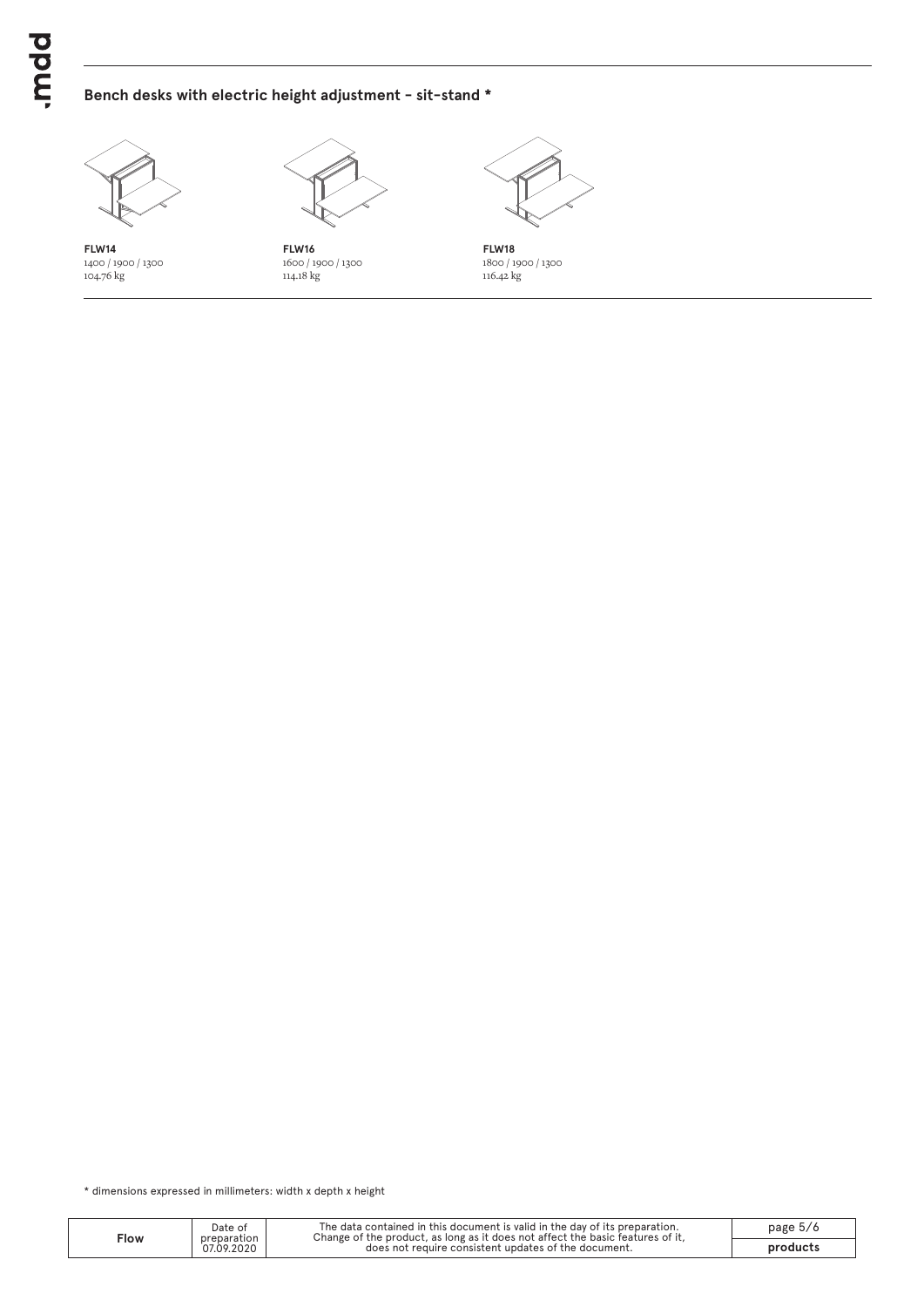## Bench desks with electric height adjustment - sit-stand *

**FLW14**
1400 / 1900 / 1300
104.76 kg

**FLW16**
1600 / 1900 / 1300
114.18 kg

**FLW18**
1800 / 1900 / 1300
116.42 kg

* dimensions expressed in millimeters: width x depth x height

| Flow | Date of preparation 07.09.2020 | The data contained in this document is valid in the day of its preparation. Change of the product, as long as it does not affect the basic features of it, does not require consistent updates of the document. | products |
| --- | --- | --- | --- |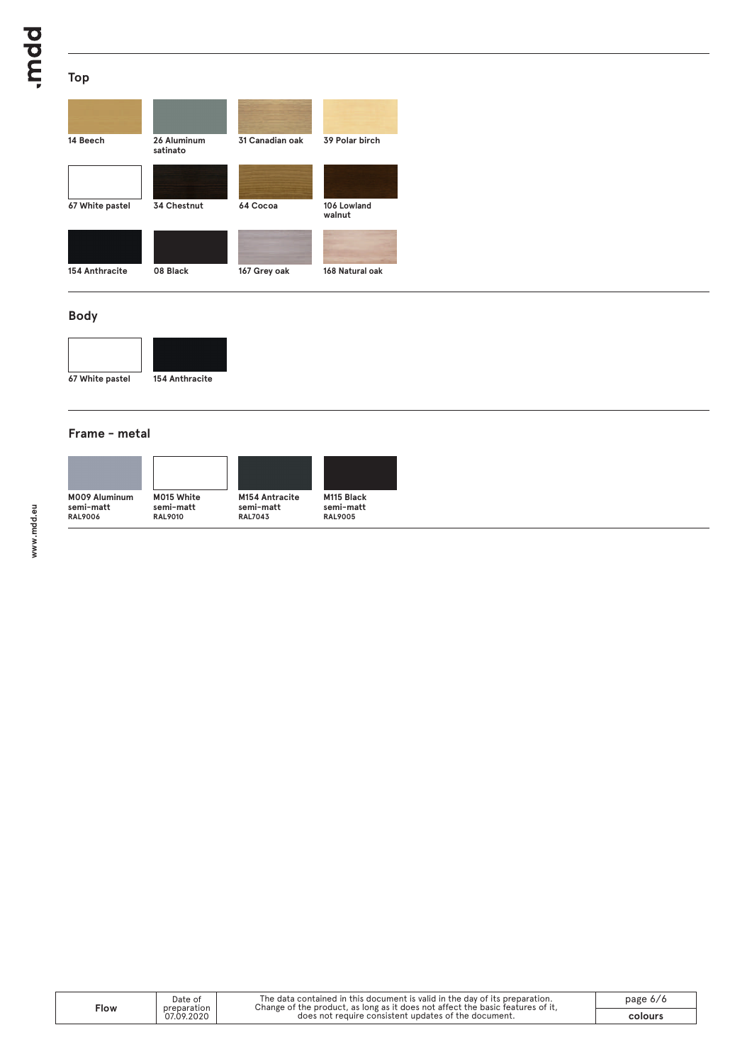## Top

14 Beech

26 Aluminum satinato

31 Canadian oak

39 Polar birch

67 White pastel

34 Chestnut

64 Cocoa

106 Lowland walnut

154 Anthracite

08 Black

167 Grey oak

168 Natural oak

## Body

67 White pastel

154 Anthracite

## Frame - metal

M009 Aluminum semi-matt
RAL9006

M015 White semi-matt
RAL9010

M154 Antracite semi-matt
RAL7043

M115 Black semi-matt
RAL9005